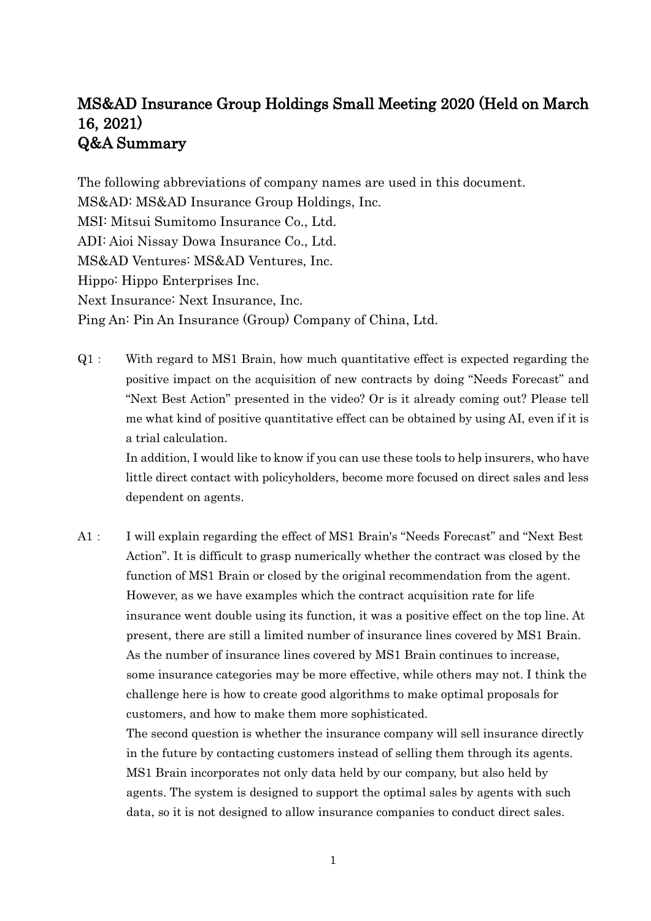# MS&AD Insurance Group Holdings Small Meeting 2020 (Held on March 16, 2021)
# Q&A Summary

The following abbreviations of company names are used in this document.
MS&AD: MS&AD Insurance Group Holdings, Inc.
MSI: Mitsui Sumitomo Insurance Co., Ltd.
ADI: Aioi Nissay Dowa Insurance Co., Ltd.
MS&AD Ventures: MS&AD Ventures, Inc.
Hippo: Hippo Enterprises Inc.
Next Insurance: Next Insurance, Inc.
Ping An: Pin An Insurance (Group) Company of China, Ltd.

Q1： With regard to MS1 Brain, how much quantitative effect is expected regarding the positive impact on the acquisition of new contracts by doing "Needs Forecast" and "Next Best Action" presented in the video? Or is it already coming out? Please tell me what kind of positive quantitative effect can be obtained by using AI, even if it is a trial calculation.

In addition, I would like to know if you can use these tools to help insurers, who have little direct contact with policyholders, become more focused on direct sales and less dependent on agents.

A1： I will explain regarding the effect of MS1 Brain's "Needs Forecast" and "Next Best Action". It is difficult to grasp numerically whether the contract was closed by the function of MS1 Brain or closed by the original recommendation from the agent. However, as we have examples which the contract acquisition rate for life insurance went double using its function, it was a positive effect on the top line. At present, there are still a limited number of insurance lines covered by MS1 Brain. As the number of insurance lines covered by MS1 Brain continues to increase, some insurance categories may be more effective, while others may not. I think the challenge here is how to create good algorithms to make optimal proposals for customers, and how to make them more sophisticated.

The second question is whether the insurance company will sell insurance directly in the future by contacting customers instead of selling them through its agents. MS1 Brain incorporates not only data held by our company, but also held by agents. The system is designed to support the optimal sales by agents with such data, so it is not designed to allow insurance companies to conduct direct sales.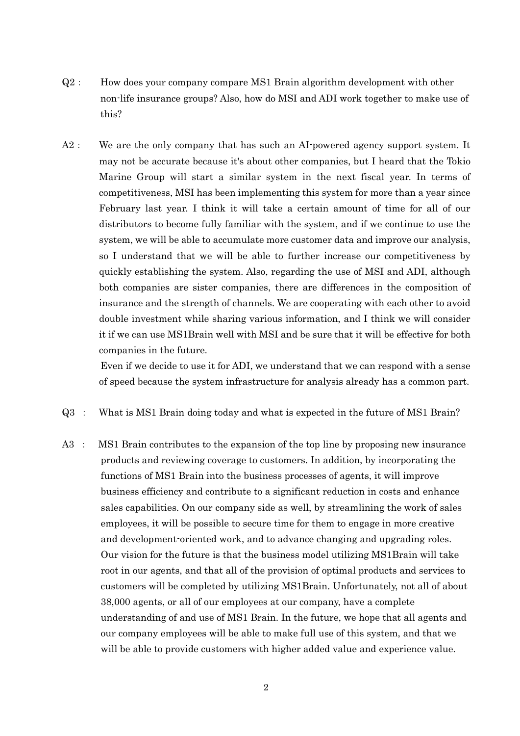Q2 : How does your company compare MS1 Brain algorithm development with other non-life insurance groups? Also, how do MSI and ADI work together to make use of this?

A2 : We are the only company that has such an AI-powered agency support system. It may not be accurate because it's about other companies, but I heard that the Tokio Marine Group will start a similar system in the next fiscal year. In terms of competitiveness, MSI has been implementing this system for more than a year since February last year. I think it will take a certain amount of time for all of our distributors to become fully familiar with the system, and if we continue to use the system, we will be able to accumulate more customer data and improve our analysis, so I understand that we will be able to further increase our competitiveness by quickly establishing the system. Also, regarding the use of MSI and ADI, although both companies are sister companies, there are differences in the composition of insurance and the strength of channels. We are cooperating with each other to avoid double investment while sharing various information, and I think we will consider it if we can use MS1Brain well with MSI and be sure that it will be effective for both companies in the future.

Even if we decide to use it for ADI, we understand that we can respond with a sense of speed because the system infrastructure for analysis already has a common part.

Q3 : What is MS1 Brain doing today and what is expected in the future of MS1 Brain?

A3 : MS1 Brain contributes to the expansion of the top line by proposing new insurance products and reviewing coverage to customers. In addition, by incorporating the functions of MS1 Brain into the business processes of agents, it will improve business efficiency and contribute to a significant reduction in costs and enhance sales capabilities. On our company side as well, by streamlining the work of sales employees, it will be possible to secure time for them to engage in more creative and development-oriented work, and to advance changing and upgrading roles. Our vision for the future is that the business model utilizing MS1Brain will take root in our agents, and that all of the provision of optimal products and services to customers will be completed by utilizing MS1Brain. Unfortunately, not all of about 38,000 agents, or all of our employees at our company, have a complete understanding of and use of MS1 Brain. In the future, we hope that all agents and our company employees will be able to make full use of this system, and that we will be able to provide customers with higher added value and experience value.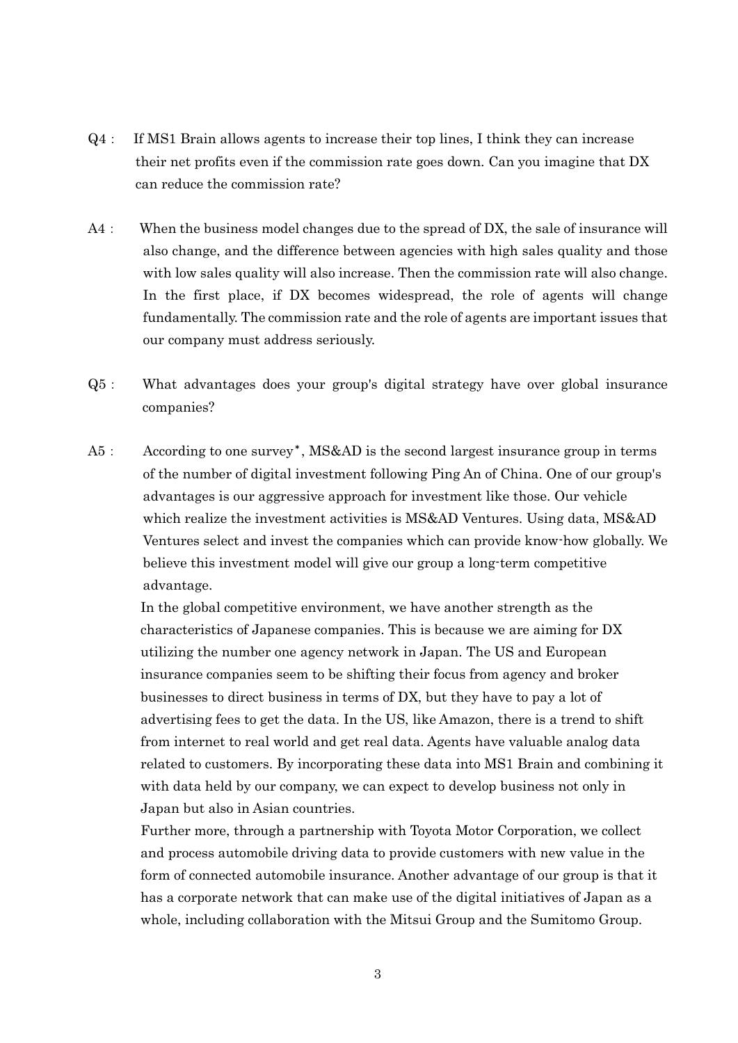Q4 : If MS1 Brain allows agents to increase their top lines, I think they can increase their net profits even if the commission rate goes down. Can you imagine that DX can reduce the commission rate?

A4 : When the business model changes due to the spread of DX, the sale of insurance will also change, and the difference between agencies with high sales quality and those with low sales quality will also increase. Then the commission rate will also change. In the first place, if DX becomes widespread, the role of agents will change fundamentally. The commission rate and the role of agents are important issues that our company must address seriously.

Q5 : What advantages does your group's digital strategy have over global insurance companies?

A5 : According to one survey*, MS&AD is the second largest insurance group in terms of the number of digital investment following Ping An of China. One of our group's advantages is our aggressive approach for investment like those. Our vehicle which realize the investment activities is MS&AD Ventures. Using data, MS&AD Ventures select and invest the companies which can provide know-how globally. We believe this investment model will give our group a long-term competitive advantage.

In the global competitive environment, we have another strength as the characteristics of Japanese companies. This is because we are aiming for DX utilizing the number one agency network in Japan. The US and European insurance companies seem to be shifting their focus from agency and broker businesses to direct business in terms of DX, but they have to pay a lot of advertising fees to get the data. In the US, like Amazon, there is a trend to shift from internet to real world and get real data. Agents have valuable analog data related to customers. By incorporating these data into MS1 Brain and combining it with data held by our company, we can expect to develop business not only in Japan but also in Asian countries.

Further more, through a partnership with Toyota Motor Corporation, we collect and process automobile driving data to provide customers with new value in the form of connected automobile insurance. Another advantage of our group is that it has a corporate network that can make use of the digital initiatives of Japan as a whole, including collaboration with the Mitsui Group and the Sumitomo Group.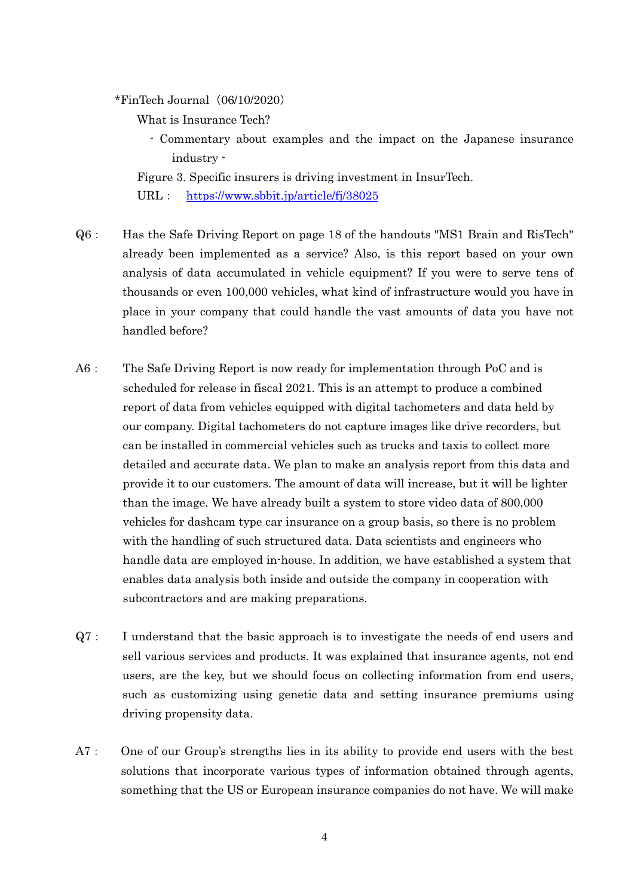*FinTech Journal（06/10/2020）

What is Insurance Tech?

- Commentary about examples and the impact on the Japanese insurance industry -

Figure 3. Specific insurers is driving investment in InsurTech.

URL： https://www.sbbit.jp/article/fj/38025

Q6： Has the Safe Driving Report on page 18 of the handouts "MS1 Brain and RisTech" already been implemented as a service? Also, is this report based on your own analysis of data accumulated in vehicle equipment? If you were to serve tens of thousands or even 100,000 vehicles, what kind of infrastructure would you have in place in your company that could handle the vast amounts of data you have not handled before?

A6： The Safe Driving Report is now ready for implementation through PoC and is scheduled for release in fiscal 2021. This is an attempt to produce a combined report of data from vehicles equipped with digital tachometers and data held by our company. Digital tachometers do not capture images like drive recorders, but can be installed in commercial vehicles such as trucks and taxis to collect more detailed and accurate data. We plan to make an analysis report from this data and provide it to our customers. The amount of data will increase, but it will be lighter than the image. We have already built a system to store video data of 800,000 vehicles for dashcam type car insurance on a group basis, so there is no problem with the handling of such structured data. Data scientists and engineers who handle data are employed in-house. In addition, we have established a system that enables data analysis both inside and outside the company in cooperation with subcontractors and are making preparations.

Q7： I understand that the basic approach is to investigate the needs of end users and sell various services and products. It was explained that insurance agents, not end users, are the key, but we should focus on collecting information from end users, such as customizing using genetic data and setting insurance premiums using driving propensity data.

A7： One of our Group's strengths lies in its ability to provide end users with the best solutions that incorporate various types of information obtained through agents, something that the US or European insurance companies do not have. We will make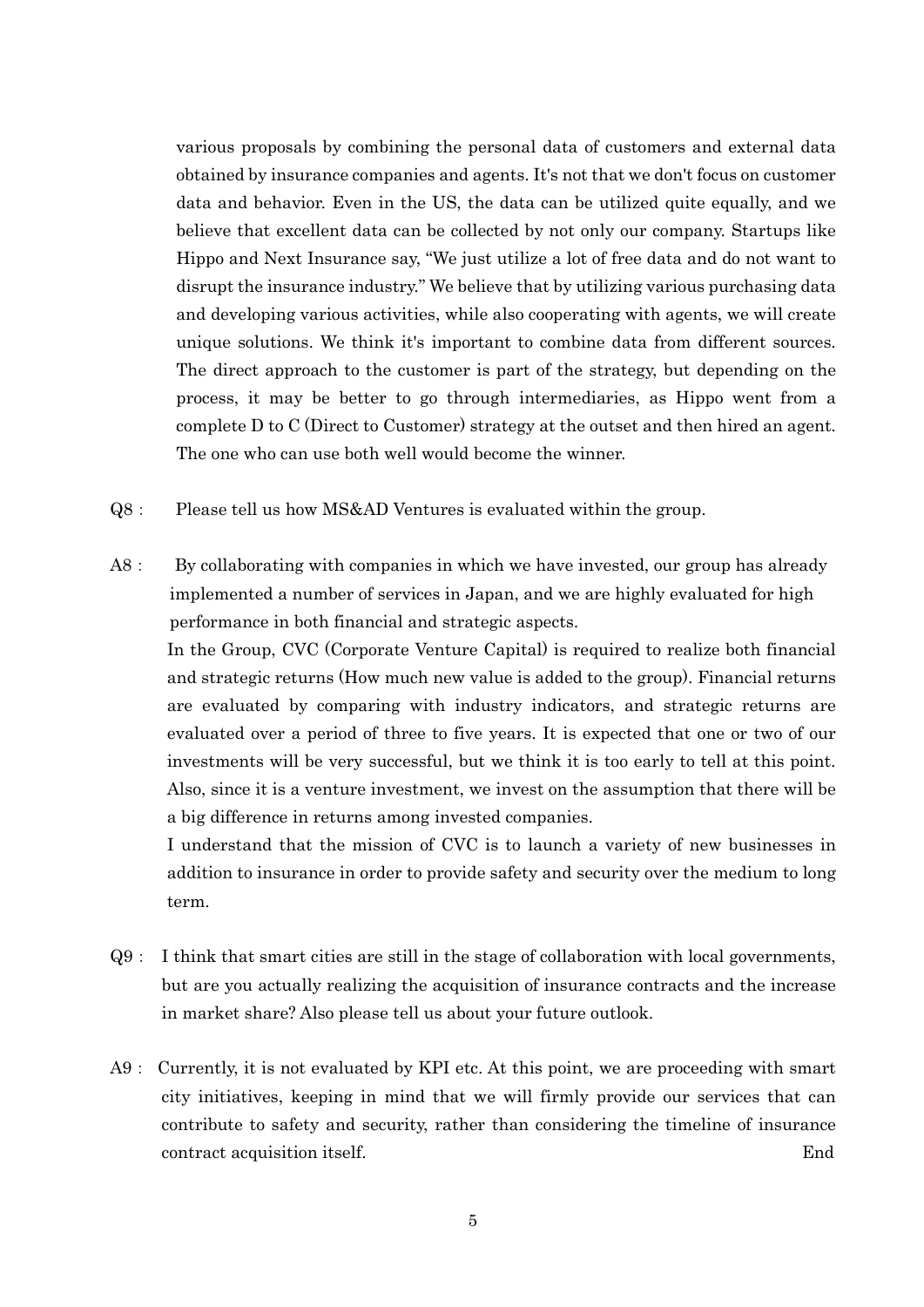various proposals by combining the personal data of customers and external data obtained by insurance companies and agents. It's not that we don't focus on customer data and behavior. Even in the US, the data can be utilized quite equally, and we believe that excellent data can be collected by not only our company. Startups like Hippo and Next Insurance say, "We just utilize a lot of free data and do not want to disrupt the insurance industry." We believe that by utilizing various purchasing data and developing various activities, while also cooperating with agents, we will create unique solutions. We think it's important to combine data from different sources. The direct approach to the customer is part of the strategy, but depending on the process, it may be better to go through intermediaries, as Hippo went from a complete D to C (Direct to Customer) strategy at the outset and then hired an agent. The one who can use both well would become the winner.

Q8： Please tell us how MS&AD Ventures is evaluated within the group.

A8： By collaborating with companies in which we have invested, our group has already implemented a number of services in Japan, and we are highly evaluated for high performance in both financial and strategic aspects.

In the Group, CVC (Corporate Venture Capital) is required to realize both financial and strategic returns (How much new value is added to the group). Financial returns are evaluated by comparing with industry indicators, and strategic returns are evaluated over a period of three to five years. It is expected that one or two of our investments will be very successful, but we think it is too early to tell at this point. Also, since it is a venture investment, we invest on the assumption that there will be a big difference in returns among invested companies.

I understand that the mission of CVC is to launch a variety of new businesses in addition to insurance in order to provide safety and security over the medium to long term.

Q9： I think that smart cities are still in the stage of collaboration with local governments, but are you actually realizing the acquisition of insurance contracts and the increase in market share? Also please tell us about your future outlook.

A9： Currently, it is not evaluated by KPI etc. At this point, we are proceeding with smart city initiatives, keeping in mind that we will firmly provide our services that can contribute to safety and security, rather than considering the timeline of insurance contract acquisition itself.

End